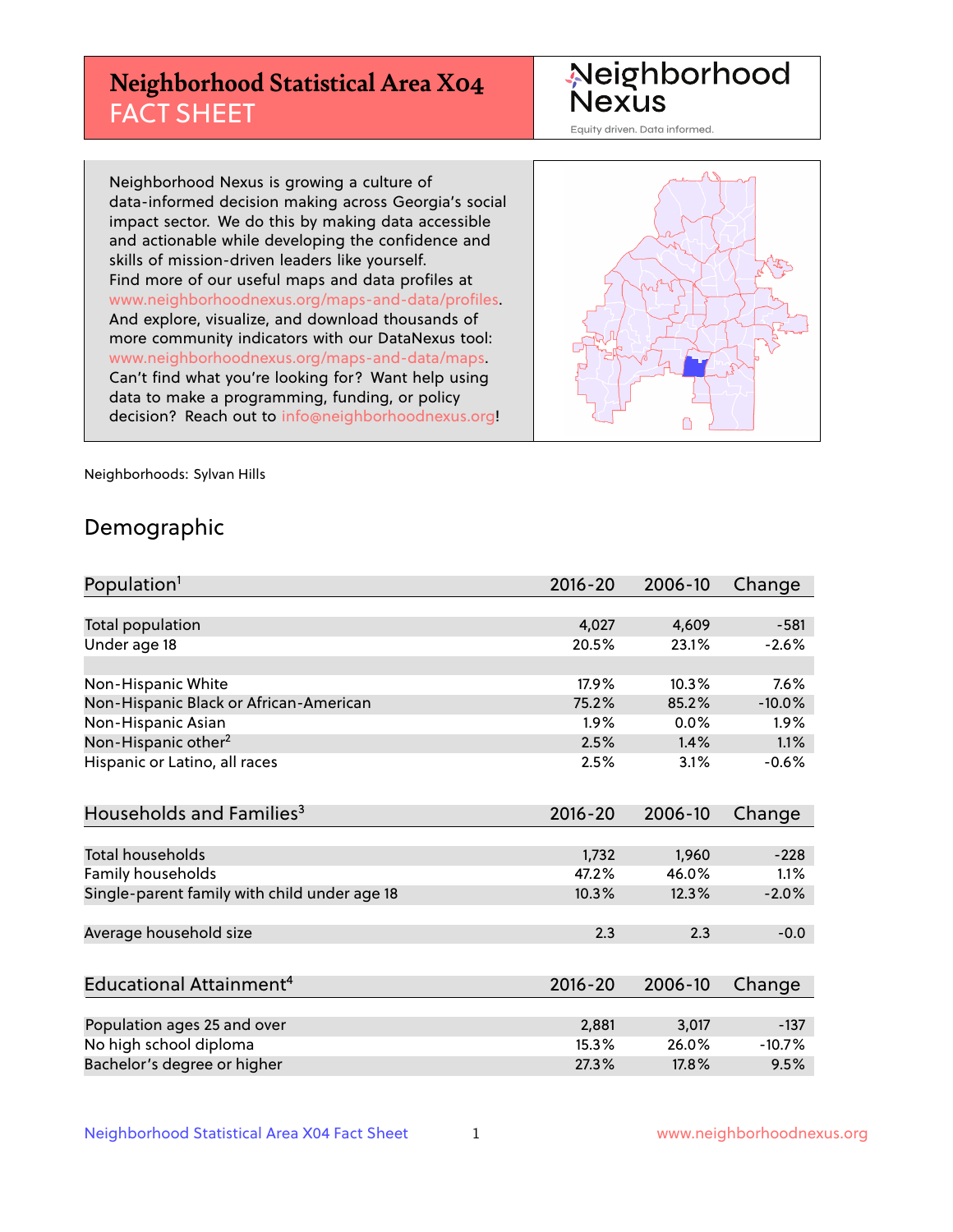# Neighborhood Statistical Area X04 FACT SHEET

Neighborhood Nexus
Equity driven. Data informed.

Neighborhood Nexus is growing a culture of data-informed decision making across Georgia's social impact sector. We do this by making data accessible and actionable while developing the confidence and skills of mission-driven leaders like yourself. Find more of our useful maps and data profiles at www.neighborhoodnexus.org/maps-and-data/profiles. And explore, visualize, and download thousands of more community indicators with our DataNexus tool: www.neighborhoodnexus.org/maps-and-data/maps. Can't find what you're looking for? Want help using data to make a programming, funding, or policy decision? Reach out to info@neighborhoodnexus.org!

Neighborhoods: Sylvan Hills

## Demographic

| Population[1] | 2016-20 | 2006-10 | Change |
|---|---|---|---|
| Total population | 4,027 | 4,609 | -581 |
| Under age 18 | 20.5% | 23.1% | -2.6% |
| | | | |
| Non-Hispanic White | 17.9% | 10.3% | 7.6% |
| Non-Hispanic Black or African-American | 75.2% | 85.2% | -10.0% |
| Non-Hispanic Asian | 1.9% | 0.0% | 1.9% |
| Non-Hispanic other[2] | 2.5% | 1.4% | 1.1% |
| Hispanic or Latino, all races | 2.5% | 3.1% | -0.6% |

| Households and Families[3] | 2016-20 | 2006-10 | Change |
|---|---|---|---|
| Total households | 1,732 | 1,960 | -228 |
| Family households | 47.2% | 46.0% | 1.1% |
| Single-parent family with child under age 18 | 10.3% | 12.3% | -2.0% |
| | | | |
| Average household size | 2.3 | 2.3 | -0.0 |

| Educational Attainment[4] | 2016-20 | 2006-10 | Change |
|---|---|---|---|
| Population ages 25 and over | 2,881 | 3,017 | -137 |
| No high school diploma | 15.3% | 26.0% | -10.7% |
| Bachelor's degree or higher | 27.3% | 17.8% | 9.5% |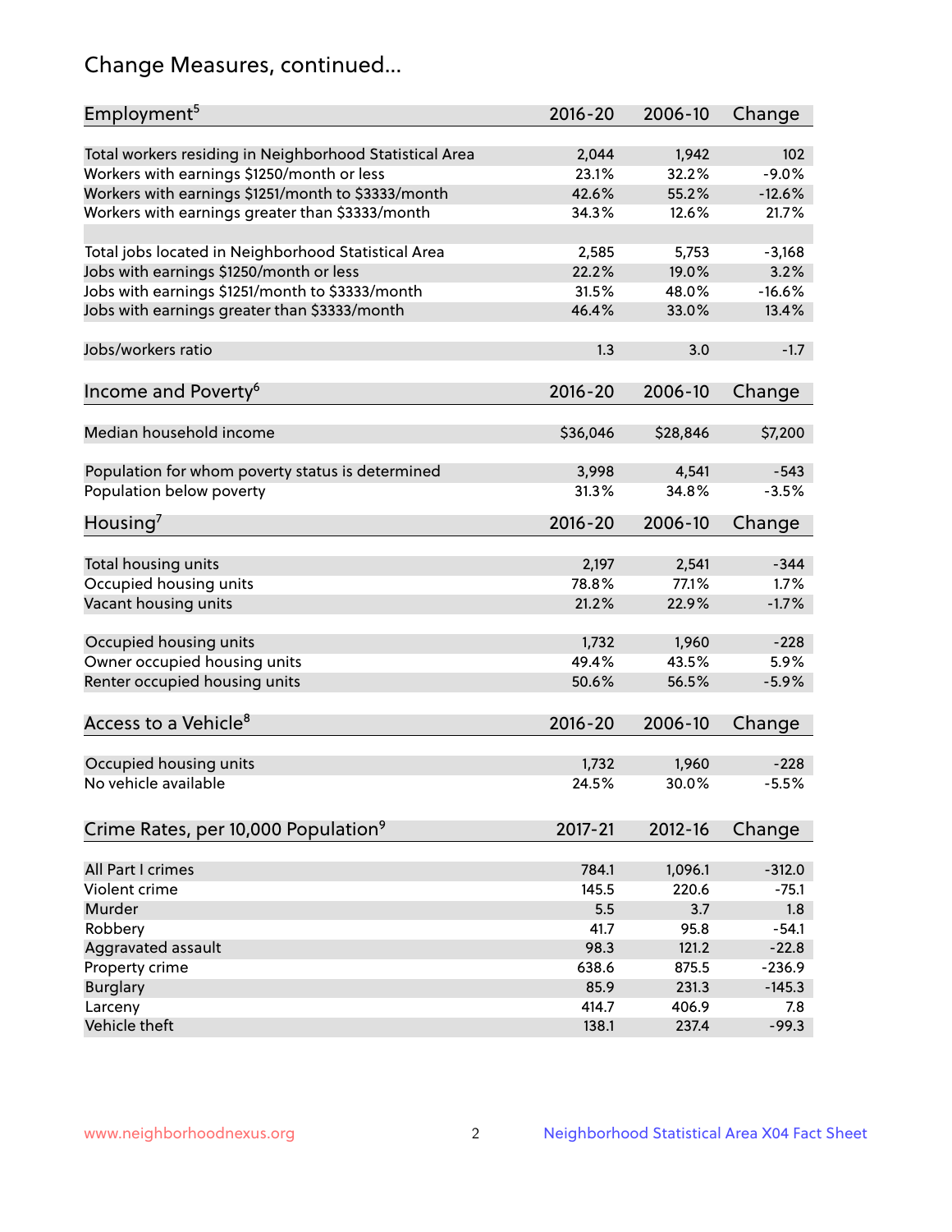## Change Measures, continued...

| Employment[5] | 2016-20 | 2006-10 | Change |
|---|---|---|---|
| Total workers residing in Neighborhood Statistical Area | 2,044 | 1,942 | 102 |
| Workers with earnings $1250/month or less | 23.1% | 32.2% | -9.0% |
| Workers with earnings $1251/month to $3333/month | 42.6% | 55.2% | -12.6% |
| Workers with earnings greater than $3333/month | 34.3% | 12.6% | 21.7% |
| Total jobs located in Neighborhood Statistical Area | 2,585 | 5,753 | -3,168 |
| Jobs with earnings $1250/month or less | 22.2% | 19.0% | 3.2% |
| Jobs with earnings $1251/month to $3333/month | 31.5% | 48.0% | -16.6% |
| Jobs with earnings greater than $3333/month | 46.4% | 33.0% | 13.4% |
| Jobs/workers ratio | 1.3 | 3.0 | -1.7 |

| Income and Poverty[6] | 2016-20 | 2006-10 | Change |
|---|---|---|---|
| Median household income | $36,046 | $28,846 | $7,200 |
| Population for whom poverty status is determined | 3,998 | 4,541 | -543 |
| Population below poverty | 31.3% | 34.8% | -3.5% |

| Housing[7] | 2016-20 | 2006-10 | Change |
|---|---|---|---|
| Total housing units | 2,197 | 2,541 | -344 |
| Occupied housing units | 78.8% | 77.1% | 1.7% |
| Vacant housing units | 21.2% | 22.9% | -1.7% |
| Occupied housing units | 1,732 | 1,960 | -228 |
| Owner occupied housing units | 49.4% | 43.5% | 5.9% |
| Renter occupied housing units | 50.6% | 56.5% | -5.9% |

| Access to a Vehicle[8] | 2016-20 | 2006-10 | Change |
|---|---|---|---|
| Occupied housing units | 1,732 | 1,960 | -228 |
| No vehicle available | 24.5% | 30.0% | -5.5% |

| Crime Rates, per 10,000 Population[9] | 2017-21 | 2012-16 | Change |
|---|---|---|---|
| All Part I crimes | 784.1 | 1,096.1 | -312.0 |
| Violent crime | 145.5 | 220.6 | -75.1 |
| Murder | 5.5 | 3.7 | 1.8 |
| Robbery | 41.7 | 95.8 | -54.1 |
| Aggravated assault | 98.3 | 121.2 | -22.8 |
| Property crime | 638.6 | 875.5 | -236.9 |
| Burglary | 85.9 | 231.3 | -145.3 |
| Larceny | 414.7 | 406.9 | 7.8 |
| Vehicle theft | 138.1 | 237.4 | -99.3 |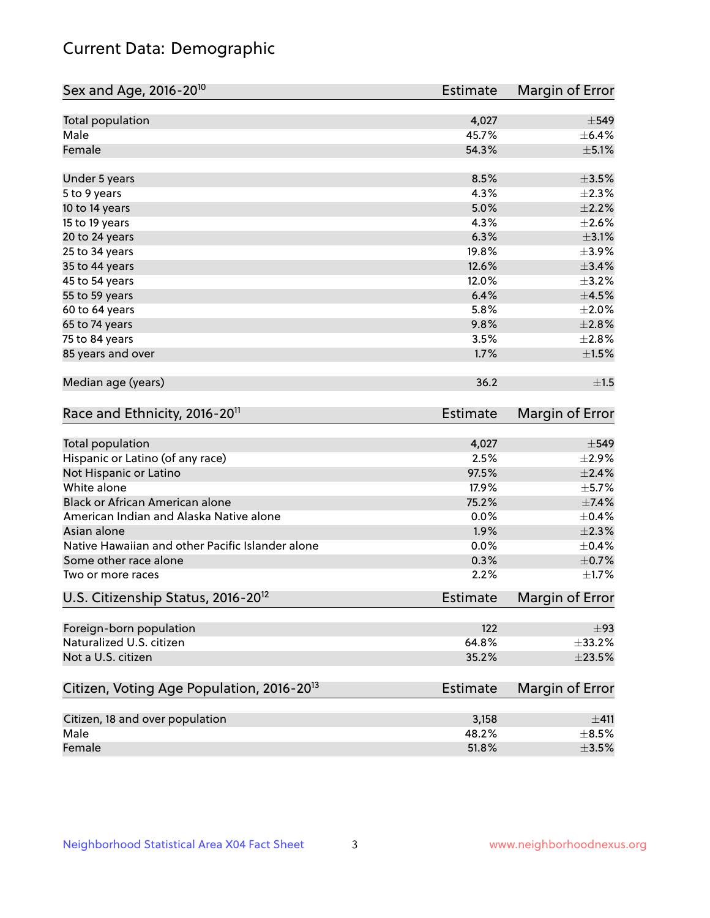## Current Data: Demographic

| Sex and Age, 2016-20[10] | Estimate | Margin of Error |
|---|---|---|
| Total population | 4,027 | ±549 |
| Male | 45.7% | ±6.4% |
| Female | 54.3% | ±5.1% |
| Under 5 years | 8.5% | ±3.5% |
| 5 to 9 years | 4.3% | ±2.3% |
| 10 to 14 years | 5.0% | ±2.2% |
| 15 to 19 years | 4.3% | ±2.6% |
| 20 to 24 years | 6.3% | ±3.1% |
| 25 to 34 years | 19.8% | ±3.9% |
| 35 to 44 years | 12.6% | ±3.4% |
| 45 to 54 years | 12.0% | ±3.2% |
| 55 to 59 years | 6.4% | ±4.5% |
| 60 to 64 years | 5.8% | ±2.0% |
| 65 to 74 years | 9.8% | ±2.8% |
| 75 to 84 years | 3.5% | ±2.8% |
| 85 years and over | 1.7% | ±1.5% |
| Median age (years) | 36.2 | ±1.5 |

| Race and Ethnicity, 2016-20[11] | Estimate | Margin of Error |
|---|---|---|
| Total population | 4,027 | ±549 |
| Hispanic or Latino (of any race) | 2.5% | ±2.9% |
| Not Hispanic or Latino | 97.5% | ±2.4% |
| White alone | 17.9% | ±5.7% |
| Black or African American alone | 75.2% | ±7.4% |
| American Indian and Alaska Native alone | 0.0% | ±0.4% |
| Asian alone | 1.9% | ±2.3% |
| Native Hawaiian and other Pacific Islander alone | 0.0% | ±0.4% |
| Some other race alone | 0.3% | ±0.7% |
| Two or more races | 2.2% | ±1.7% |

| U.S. Citizenship Status, 2016-20[12] | Estimate | Margin of Error |
|---|---|---|
| Foreign-born population | 122 | ±93 |
| Naturalized U.S. citizen | 64.8% | ±33.2% |
| Not a U.S. citizen | 35.2% | ±23.5% |

| Citizen, Voting Age Population, 2016-20[13] | Estimate | Margin of Error |
|---|---|---|
| Citizen, 18 and over population | 3,158 | ±411 |
| Male | 48.2% | ±8.5% |
| Female | 51.8% | ±3.5% |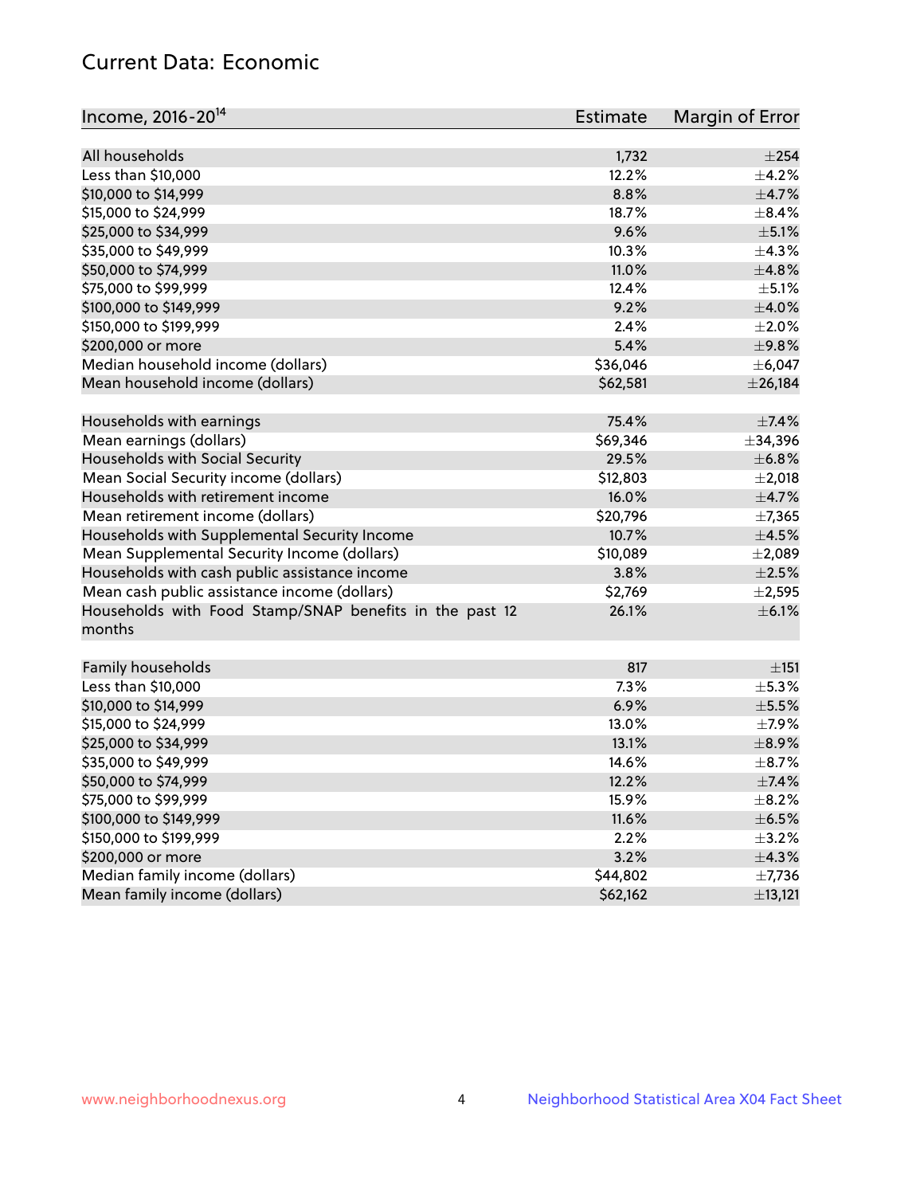## Current Data: Economic

| Income, 2016-20[14] | Estimate | Margin of Error |
|---|---|---|
| All households | 1,732 | ±254 |
| Less than $10,000 | 12.2% | ±4.2% |
| $10,000 to $14,999 | 8.8% | ±4.7% |
| $15,000 to $24,999 | 18.7% | ±8.4% |
| $25,000 to $34,999 | 9.6% | ±5.1% |
| $35,000 to $49,999 | 10.3% | ±4.3% |
| $50,000 to $74,999 | 11.0% | ±4.8% |
| $75,000 to $99,999 | 12.4% | ±5.1% |
| $100,000 to $149,999 | 9.2% | ±4.0% |
| $150,000 to $199,999 | 2.4% | ±2.0% |
| $200,000 or more | 5.4% | ±9.8% |
| Median household income (dollars) | $36,046 | ±6,047 |
| Mean household income (dollars) | $62,581 | ±26,184 |
| | | |
| Households with earnings | 75.4% | ±7.4% |
| Mean earnings (dollars) | $69,346 | ±34,396 |
| Households with Social Security | 29.5% | ±6.8% |
| Mean Social Security income (dollars) | $12,803 | ±2,018 |
| Households with retirement income | 16.0% | ±4.7% |
| Mean retirement income (dollars) | $20,796 | ±7,365 |
| Households with Supplemental Security Income | 10.7% | ±4.5% |
| Mean Supplemental Security Income (dollars) | $10,089 | ±2,089 |
| Households with cash public assistance income | 3.8% | ±2.5% |
| Mean cash public assistance income (dollars) | $2,769 | ±2,595 |
| Households with Food Stamp/SNAP benefits in the past 12 months | 26.1% | ±6.1% |
| | | |
| Family households | 817 | ±151 |
| Less than $10,000 | 7.3% | ±5.3% |
| $10,000 to $14,999 | 6.9% | ±5.5% |
| $15,000 to $24,999 | 13.0% | ±7.9% |
| $25,000 to $34,999 | 13.1% | ±8.9% |
| $35,000 to $49,999 | 14.6% | ±8.7% |
| $50,000 to $74,999 | 12.2% | ±7.4% |
| $75,000 to $99,999 | 15.9% | ±8.2% |
| $100,000 to $149,999 | 11.6% | ±6.5% |
| $150,000 to $199,999 | 2.2% | ±3.2% |
| $200,000 or more | 3.2% | ±4.3% |
| Median family income (dollars) | $44,802 | ±7,736 |
| Mean family income (dollars) | $62,162 | ±13,121 |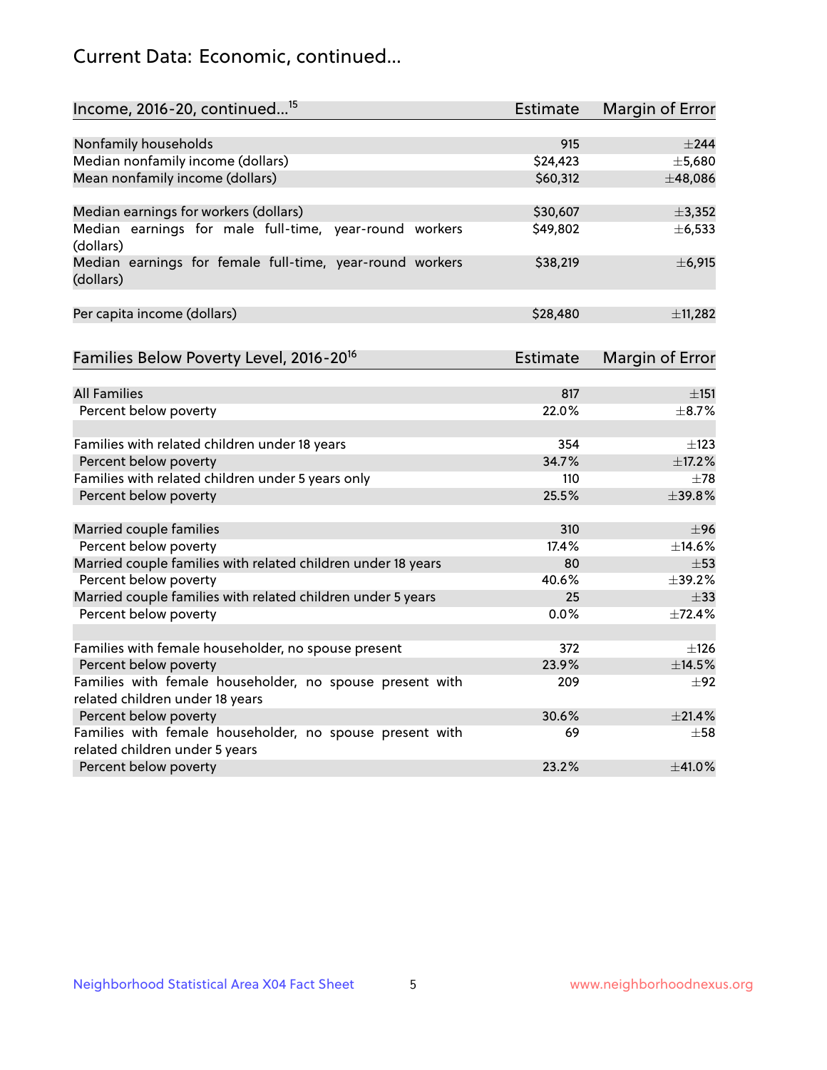# Current Data: Economic, continued...

| Income, 2016-20, continued...[15] | Estimate | Margin of Error |
|---|---|---|
| Nonfamily households | 915 | ±244 |
| Median nonfamily income (dollars) | $24,423 | ±5,680 |
| Mean nonfamily income (dollars) | $60,312 | ±48,086 |
| | | |
| Median earnings for workers (dollars) | $30,607 | ±3,352 |
| Median earnings for male full-time, year-round workers (dollars) | $49,802 | ±6,533 |
| Median earnings for female full-time, year-round workers (dollars) | $38,219 | ±6,915 |
| | | |
| Per capita income (dollars) | $28,480 | ±11,282 |

| Families Below Poverty Level, 2016-20[16] | Estimate | Margin of Error |
|---|---|---|
| All Families | 817 | ±151 |
| Percent below poverty | 22.0% | ±8.7% |
| | | |
| Families with related children under 18 years | 354 | ±123 |
| Percent below poverty | 34.7% | ±17.2% |
| Families with related children under 5 years only | 110 | ±78 |
| Percent below poverty | 25.5% | ±39.8% |
| | | |
| Married couple families | 310 | ±96 |
| Percent below poverty | 17.4% | ±14.6% |
| Married couple families with related children under 18 years | 80 | ±53 |
| Percent below poverty | 40.6% | ±39.2% |
| Married couple families with related children under 5 years | 25 | ±33 |
| Percent below poverty | 0.0% | ±72.4% |
| | | |
| Families with female householder, no spouse present | 372 | ±126 |
| Percent below poverty | 23.9% | ±14.5% |
| Families with female householder, no spouse present with related children under 18 years | 209 | ±92 |
| Percent below poverty | 30.6% | ±21.4% |
| Families with female householder, no spouse present with related children under 5 years | 69 | ±58 |
| Percent below poverty | 23.2% | ±41.0% |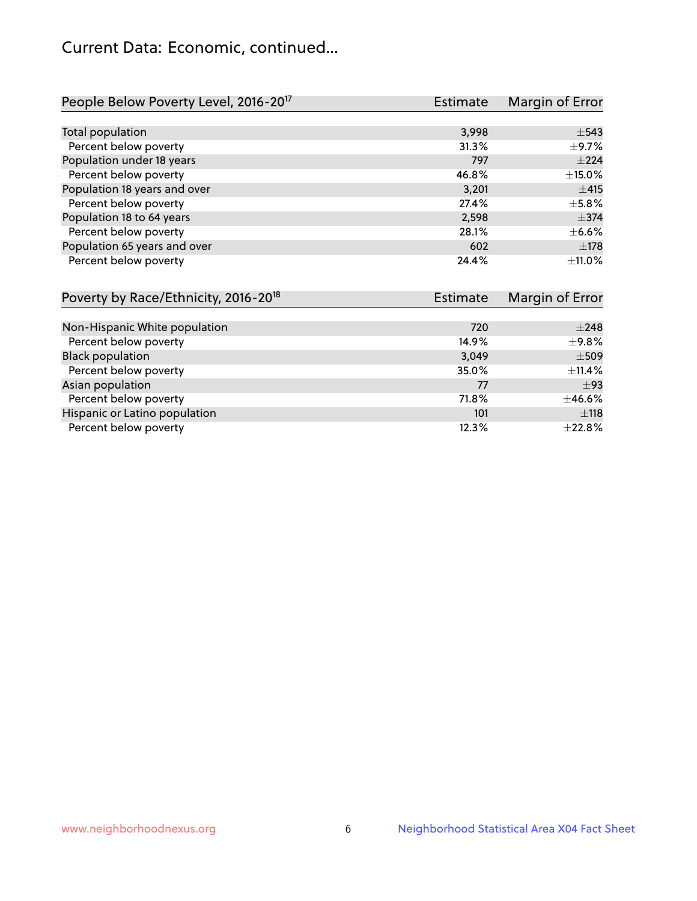## Current Data: Economic, continued...

| People Below Poverty Level, 2016-20[17] | Estimate | Margin of Error |
|---|---|---|
| Total population | 3,998 | ±543 |
| Percent below poverty | 31.3% | ±9.7% |
| Population under 18 years | 797 | ±224 |
| Percent below poverty | 46.8% | ±15.0% |
| Population 18 years and over | 3,201 | ±415 |
| Percent below poverty | 27.4% | ±5.8% |
| Population 18 to 64 years | 2,598 | ±374 |
| Percent below poverty | 28.1% | ±6.6% |
| Population 65 years and over | 602 | ±178 |
| Percent below poverty | 24.4% | ±11.0% |

| Poverty by Race/Ethnicity, 2016-20[18] | Estimate | Margin of Error |
|---|---|---|
| Non-Hispanic White population | 720 | ±248 |
| Percent below poverty | 14.9% | ±9.8% |
| Black population | 3,049 | ±509 |
| Percent below poverty | 35.0% | ±11.4% |
| Asian population | 77 | ±93 |
| Percent below poverty | 71.8% | ±46.6% |
| Hispanic or Latino population | 101 | ±118 |
| Percent below poverty | 12.3% | ±22.8% |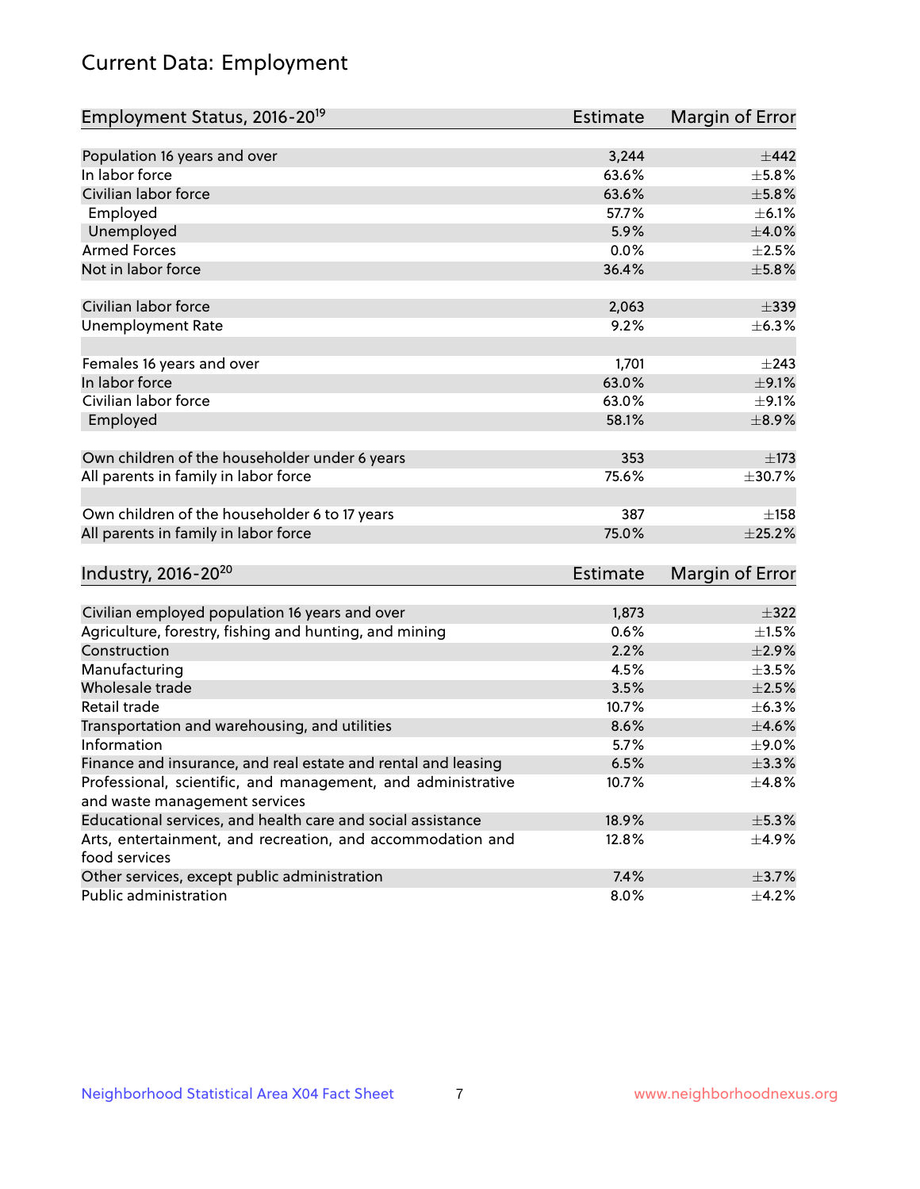# Current Data: Employment

| Employment Status, 2016-20[19] | Estimate | Margin of Error |
|---|---|---|
| Population 16 years and over | 3,244 | ±442 |
| In labor force | 63.6% | ±5.8% |
| Civilian labor force | 63.6% | ±5.8% |
| Employed | 57.7% | ±6.1% |
| Unemployed | 5.9% | ±4.0% |
| Armed Forces | 0.0% | ±2.5% |
| Not in labor force | 36.4% | ±5.8% |
| | | |
| Civilian labor force | 2,063 | ±339 |
| Unemployment Rate | 9.2% | ±6.3% |
| | | |
| Females 16 years and over | 1,701 | ±243 |
| In labor force | 63.0% | ±9.1% |
| Civilian labor force | 63.0% | ±9.1% |
| Employed | 58.1% | ±8.9% |
| | | |
| Own children of the householder under 6 years | 353 | ±173 |
| All parents in family in labor force | 75.6% | ±30.7% |
| | | |
| Own children of the householder 6 to 17 years | 387 | ±158 |
| All parents in family in labor force | 75.0% | ±25.2% |

| Industry, 2016-20[20] | Estimate | Margin of Error |
|---|---|---|
| Civilian employed population 16 years and over | 1,873 | ±322 |
| Agriculture, forestry, fishing and hunting, and mining | 0.6% | ±1.5% |
| Construction | 2.2% | ±2.9% |
| Manufacturing | 4.5% | ±3.5% |
| Wholesale trade | 3.5% | ±2.5% |
| Retail trade | 10.7% | ±6.3% |
| Transportation and warehousing, and utilities | 8.6% | ±4.6% |
| Information | 5.7% | ±9.0% |
| Finance and insurance, and real estate and rental and leasing | 6.5% | ±3.3% |
| Professional, scientific, and management, and administrative and waste management services | 10.7% | ±4.8% |
| Educational services, and health care and social assistance | 18.9% | ±5.3% |
| Arts, entertainment, and recreation, and accommodation and food services | 12.8% | ±4.9% |
| Other services, except public administration | 7.4% | ±3.7% |
| Public administration | 8.0% | ±4.2% |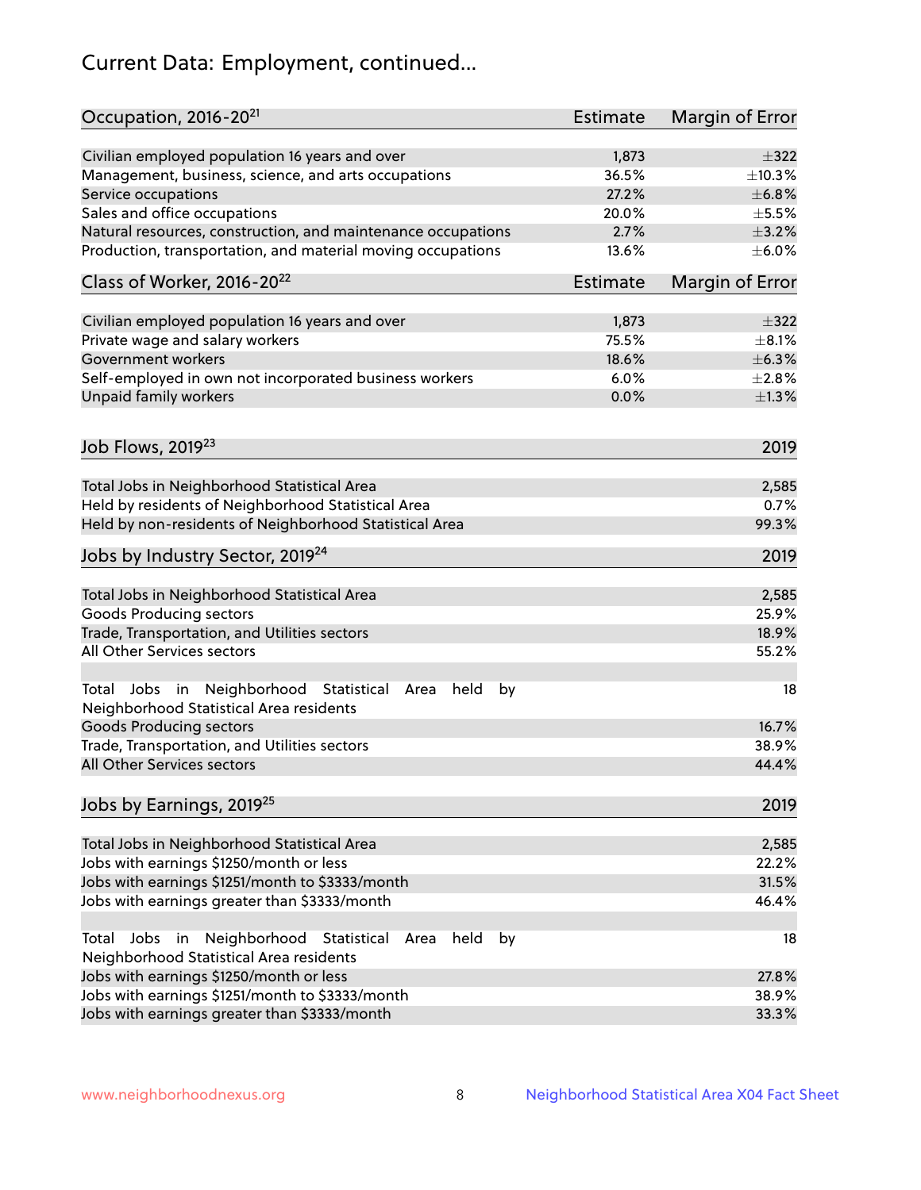# Current Data: Employment, continued...

| Occupation, 2016-20[21] | Estimate | Margin of Error |
| --- | --- | --- |
| Civilian employed population 16 years and over | 1,873 | ±322 |
| Management, business, science, and arts occupations | 36.5% | ±10.3% |
| Service occupations | 27.2% | ±6.8% |
| Sales and office occupations | 20.0% | ±5.5% |
| Natural resources, construction, and maintenance occupations | 2.7% | ±3.2% |
| Production, transportation, and material moving occupations | 13.6% | ±6.0% |

| Class of Worker, 2016-20[22] | Estimate | Margin of Error |
| --- | --- | --- |
| Civilian employed population 16 years and over | 1,873 | ±322 |
| Private wage and salary workers | 75.5% | ±8.1% |
| Government workers | 18.6% | ±6.3% |
| Self-employed in own not incorporated business workers | 6.0% | ±2.8% |
| Unpaid family workers | 0.0% | ±1.3% |

| Job Flows, 2019[23] | 2019 |
| --- | --- |
| Total Jobs in Neighborhood Statistical Area | 2,585 |
| Held by residents of Neighborhood Statistical Area | 0.7% |
| Held by non-residents of Neighborhood Statistical Area | 99.3% |

| Jobs by Industry Sector, 2019[24] | 2019 |
| --- | --- |
| Total Jobs in Neighborhood Statistical Area | 2,585 |
| Goods Producing sectors | 25.9% |
| Trade, Transportation, and Utilities sectors | 18.9% |
| All Other Services sectors | 55.2% |
| | |
| Total Jobs in Neighborhood Statistical Area held by Neighborhood Statistical Area residents | 18 |
| Goods Producing sectors | 16.7% |
| Trade, Transportation, and Utilities sectors | 38.9% |
| All Other Services sectors | 44.4% |

| Jobs by Earnings, 2019[25] | 2019 |
| --- | --- |
| Total Jobs in Neighborhood Statistical Area | 2,585 |
| Jobs with earnings $1250/month or less | 22.2% |
| Jobs with earnings $1251/month to $3333/month | 31.5% |
| Jobs with earnings greater than $3333/month | 46.4% |
| | |
| Total Jobs in Neighborhood Statistical Area held by Neighborhood Statistical Area residents | 18 |
| Jobs with earnings $1250/month or less | 27.8% |
| Jobs with earnings $1251/month to $3333/month | 38.9% |
| Jobs with earnings greater than $3333/month | 33.3% |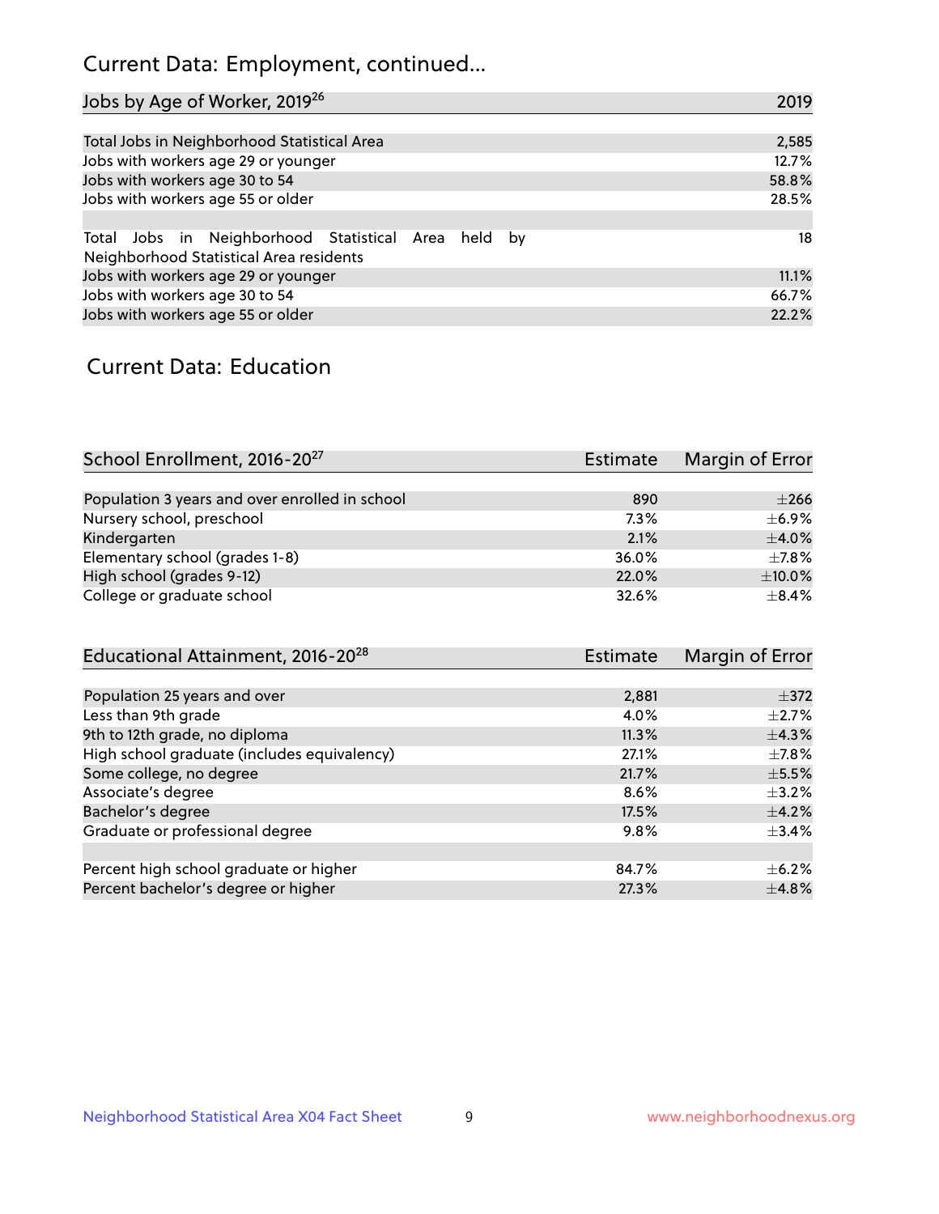## Current Data: Employment, continued...

| Jobs by Age of Worker, 2019[26] | 2019 |
|---|---|
| Total Jobs in Neighborhood Statistical Area | 2,585 |
| Jobs with workers age 29 or younger | 12.7% |
| Jobs with workers age 30 to 54 | 58.8% |
| Jobs with workers age 55 or older | 28.5% |
| | |
| Total Jobs in Neighborhood Statistical Area held by Neighborhood Statistical Area residents | 18 |
| Jobs with workers age 29 or younger | 11.1% |
| Jobs with workers age 30 to 54 | 66.7% |
| Jobs with workers age 55 or older | 22.2% |

## Current Data: Education

| School Enrollment, 2016-20[27] | Estimate | Margin of Error |
|---|---|---|
| Population 3 years and over enrolled in school | 890 | ±266 |
| Nursery school, preschool | 7.3% | ±6.9% |
| Kindergarten | 2.1% | ±4.0% |
| Elementary school (grades 1-8) | 36.0% | ±7.8% |
| High school (grades 9-12) | 22.0% | ±10.0% |
| College or graduate school | 32.6% | ±8.4% |

| Educational Attainment, 2016-20[28] | Estimate | Margin of Error |
|---|---|---|
| Population 25 years and over | 2,881 | ±372 |
| Less than 9th grade | 4.0% | ±2.7% |
| 9th to 12th grade, no diploma | 11.3% | ±4.3% |
| High school graduate (includes equivalency) | 27.1% | ±7.8% |
| Some college, no degree | 21.7% | ±5.5% |
| Associate's degree | 8.6% | ±3.2% |
| Bachelor's degree | 17.5% | ±4.2% |
| Graduate or professional degree | 9.8% | ±3.4% |
| | | |
| Percent high school graduate or higher | 84.7% | ±6.2% |
| Percent bachelor's degree or higher | 27.3% | ±4.8% |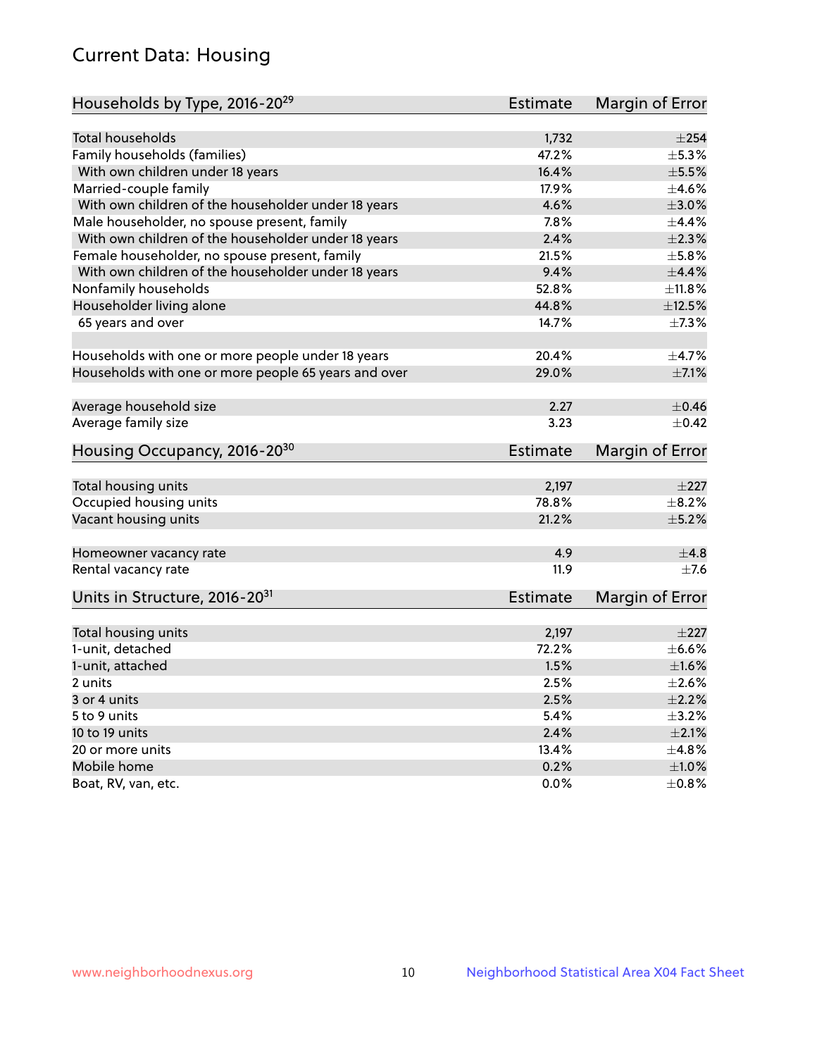## Current Data: Housing

| Households by Type, 2016-20[29] | Estimate | Margin of Error |
|---|---|---|
| Total households | 1,732 | ±254 |
| Family households (families) | 47.2% | ±5.3% |
| With own children under 18 years | 16.4% | ±5.5% |
| Married-couple family | 17.9% | ±4.6% |
| With own children of the householder under 18 years | 4.6% | ±3.0% |
| Male householder, no spouse present, family | 7.8% | ±4.4% |
| With own children of the householder under 18 years | 2.4% | ±2.3% |
| Female householder, no spouse present, family | 21.5% | ±5.8% |
| With own children of the householder under 18 years | 9.4% | ±4.4% |
| Nonfamily households | 52.8% | ±11.8% |
| Householder living alone | 44.8% | ±12.5% |
| 65 years and over | 14.7% | ±7.3% |
| Households with one or more people under 18 years | 20.4% | ±4.7% |
| Households with one or more people 65 years and over | 29.0% | ±7.1% |
| Average household size | 2.27 | ±0.46 |
| Average family size | 3.23 | ±0.42 |

| Housing Occupancy, 2016-20[30] | Estimate | Margin of Error |
|---|---|---|
| Total housing units | 2,197 | ±227 |
| Occupied housing units | 78.8% | ±8.2% |
| Vacant housing units | 21.2% | ±5.2% |
| Homeowner vacancy rate | 4.9 | ±4.8 |
| Rental vacancy rate | 11.9 | ±7.6 |

| Units in Structure, 2016-20[31] | Estimate | Margin of Error |
|---|---|---|
| Total housing units | 2,197 | ±227 |
| 1-unit, detached | 72.2% | ±6.6% |
| 1-unit, attached | 1.5% | ±1.6% |
| 2 units | 2.5% | ±2.6% |
| 3 or 4 units | 2.5% | ±2.2% |
| 5 to 9 units | 5.4% | ±3.2% |
| 10 to 19 units | 2.4% | ±2.1% |
| 20 or more units | 13.4% | ±4.8% |
| Mobile home | 0.2% | ±1.0% |
| Boat, RV, van, etc. | 0.0% | ±0.8% |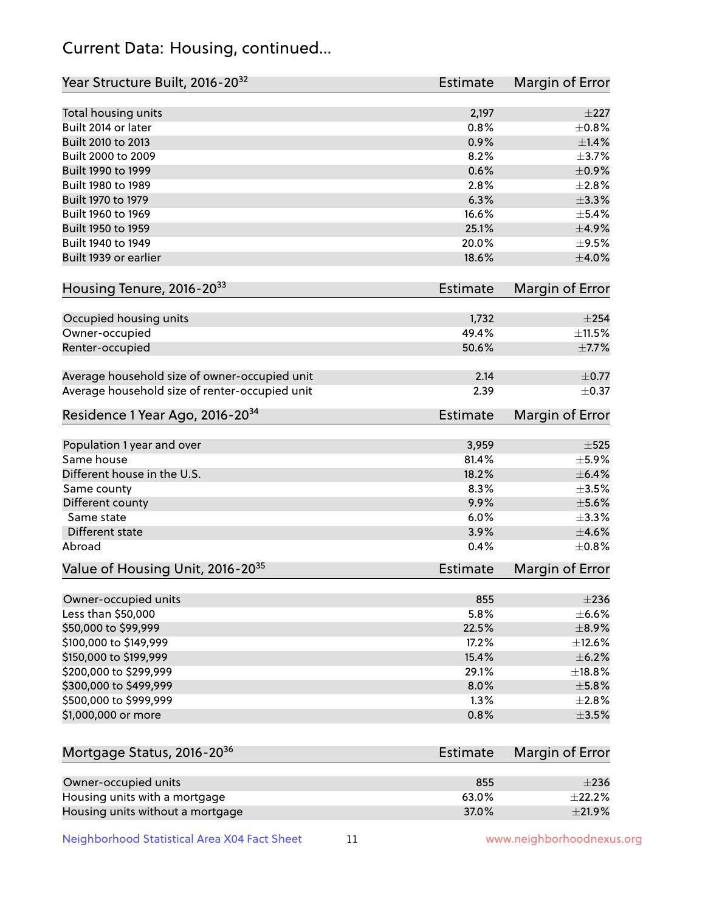## Current Data: Housing, continued...

| Year Structure Built, 2016-20[32] | Estimate | Margin of Error |
|---|---|---|
| Total housing units | 2,197 | ±227 |
| Built 2014 or later | 0.8% | ±0.8% |
| Built 2010 to 2013 | 0.9% | ±1.4% |
| Built 2000 to 2009 | 8.2% | ±3.7% |
| Built 1990 to 1999 | 0.6% | ±0.9% |
| Built 1980 to 1989 | 2.8% | ±2.8% |
| Built 1970 to 1979 | 6.3% | ±3.3% |
| Built 1960 to 1969 | 16.6% | ±5.4% |
| Built 1950 to 1959 | 25.1% | ±4.9% |
| Built 1940 to 1949 | 20.0% | ±9.5% |
| Built 1939 or earlier | 18.6% | ±4.0% |

| Housing Tenure, 2016-20[33] | Estimate | Margin of Error |
|---|---|---|
| Occupied housing units | 1,732 | ±254 |
| Owner-occupied | 49.4% | ±11.5% |
| Renter-occupied | 50.6% | ±7.7% |
| Average household size of owner-occupied unit | 2.14 | ±0.77 |
| Average household size of renter-occupied unit | 2.39 | ±0.37 |

| Residence 1 Year Ago, 2016-20[34] | Estimate | Margin of Error |
|---|---|---|
| Population 1 year and over | 3,959 | ±525 |
| Same house | 81.4% | ±5.9% |
| Different house in the U.S. | 18.2% | ±6.4% |
| Same county | 8.3% | ±3.5% |
| Different county | 9.9% | ±5.6% |
| Same state | 6.0% | ±3.3% |
| Different state | 3.9% | ±4.6% |
| Abroad | 0.4% | ±0.8% |

| Value of Housing Unit, 2016-20[35] | Estimate | Margin of Error |
|---|---|---|
| Owner-occupied units | 855 | ±236 |
| Less than $50,000 | 5.8% | ±6.6% |
| $50,000 to $99,999 | 22.5% | ±8.9% |
| $100,000 to $149,999 | 17.2% | ±12.6% |
| $150,000 to $199,999 | 15.4% | ±6.2% |
| $200,000 to $299,999 | 29.1% | ±18.8% |
| $300,000 to $499,999 | 8.0% | ±5.8% |
| $500,000 to $999,999 | 1.3% | ±2.8% |
| $1,000,000 or more | 0.8% | ±3.5% |

| Mortgage Status, 2016-20[36] | Estimate | Margin of Error |
|---|---|---|
| Owner-occupied units | 855 | ±236 |
| Housing units with a mortgage | 63.0% | ±22.2% |
| Housing units without a mortgage | 37.0% | ±21.9% |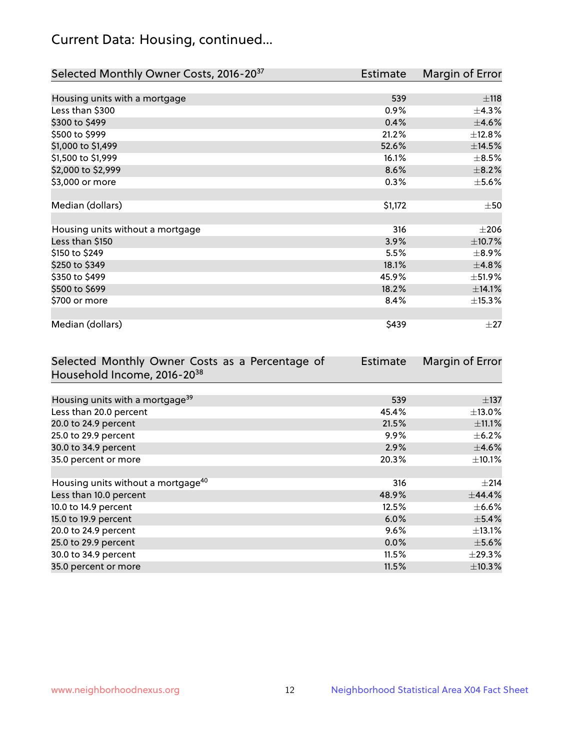## Current Data: Housing, continued...

| Selected Monthly Owner Costs, 2016-20[37] | Estimate | Margin of Error |
|---|---|---|
| Housing units with a mortgage | 539 | ±118 |
| Less than $300 | 0.9% | ±4.3% |
| $300 to $499 | 0.4% | ±4.6% |
| $500 to $999 | 21.2% | ±12.8% |
| $1,000 to $1,499 | 52.6% | ±14.5% |
| $1,500 to $1,999 | 16.1% | ±8.5% |
| $2,000 to $2,999 | 8.6% | ±8.2% |
| $3,000 or more | 0.3% | ±5.6% |
| | | |
| Median (dollars) | $1,172 | ±50 |
| | | |
| Housing units without a mortgage | 316 | ±206 |
| Less than $150 | 3.9% | ±10.7% |
| $150 to $249 | 5.5% | ±8.9% |
| $250 to $349 | 18.1% | ±4.8% |
| $350 to $499 | 45.9% | ±51.9% |
| $500 to $699 | 18.2% | ±14.1% |
| $700 or more | 8.4% | ±15.3% |
| | | |
| Median (dollars) | $439 | ±27 |

| Selected Monthly Owner Costs as a Percentage of Household Income, 2016-20[38] | Estimate | Margin of Error |
|---|---|---|
| Housing units with a mortgage[39] | 539 | ±137 |
| Less than 20.0 percent | 45.4% | ±13.0% |
| 20.0 to 24.9 percent | 21.5% | ±11.1% |
| 25.0 to 29.9 percent | 9.9% | ±6.2% |
| 30.0 to 34.9 percent | 2.9% | ±4.6% |
| 35.0 percent or more | 20.3% | ±10.1% |
| | | |
| Housing units without a mortgage[40] | 316 | ±214 |
| Less than 10.0 percent | 48.9% | ±44.4% |
| 10.0 to 14.9 percent | 12.5% | ±6.6% |
| 15.0 to 19.9 percent | 6.0% | ±5.4% |
| 20.0 to 24.9 percent | 9.6% | ±13.1% |
| 25.0 to 29.9 percent | 0.0% | ±5.6% |
| 30.0 to 34.9 percent | 11.5% | ±29.3% |
| 35.0 percent or more | 11.5% | ±10.3% |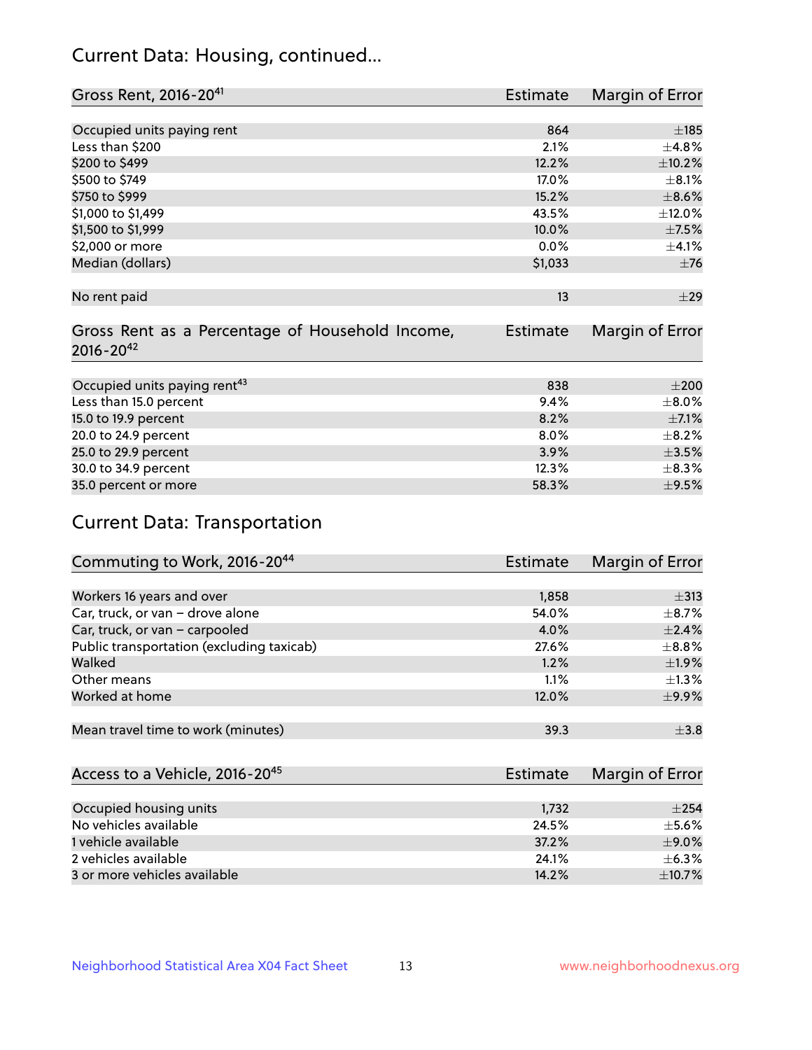## Current Data: Housing, continued...

| Gross Rent, 2016-20[41] | Estimate | Margin of Error |
|---|---|---|
| Occupied units paying rent | 864 | ±185 |
| Less than $200 | 2.1% | ±4.8% |
| $200 to $499 | 12.2% | ±10.2% |
| $500 to $749 | 17.0% | ±8.1% |
| $750 to $999 | 15.2% | ±8.6% |
| $1,000 to $1,499 | 43.5% | ±12.0% |
| $1,500 to $1,999 | 10.0% | ±7.5% |
| $2,000 or more | 0.0% | ±4.1% |
| Median (dollars) | $1,033 | ±76 |
| No rent paid | 13 | ±29 |

| Gross Rent as a Percentage of Household Income, 2016-20[42] | Estimate | Margin of Error |
|---|---|---|
| Occupied units paying rent[43] | 838 | ±200 |
| Less than 15.0 percent | 9.4% | ±8.0% |
| 15.0 to 19.9 percent | 8.2% | ±7.1% |
| 20.0 to 24.9 percent | 8.0% | ±8.2% |
| 25.0 to 29.9 percent | 3.9% | ±3.5% |
| 30.0 to 34.9 percent | 12.3% | ±8.3% |
| 35.0 percent or more | 58.3% | ±9.5% |

## Current Data: Transportation

| Commuting to Work, 2016-20[44] | Estimate | Margin of Error |
|---|---|---|
| Workers 16 years and over | 1,858 | ±313 |
| Car, truck, or van – drove alone | 54.0% | ±8.7% |
| Car, truck, or van – carpooled | 4.0% | ±2.4% |
| Public transportation (excluding taxicab) | 27.6% | ±8.8% |
| Walked | 1.2% | ±1.9% |
| Other means | 1.1% | ±1.3% |
| Worked at home | 12.0% | ±9.9% |
| Mean travel time to work (minutes) | 39.3 | ±3.8 |

| Access to a Vehicle, 2016-20[45] | Estimate | Margin of Error |
|---|---|---|
| Occupied housing units | 1,732 | ±254 |
| No vehicles available | 24.5% | ±5.6% |
| 1 vehicle available | 37.2% | ±9.0% |
| 2 vehicles available | 24.1% | ±6.3% |
| 3 or more vehicles available | 14.2% | ±10.7% |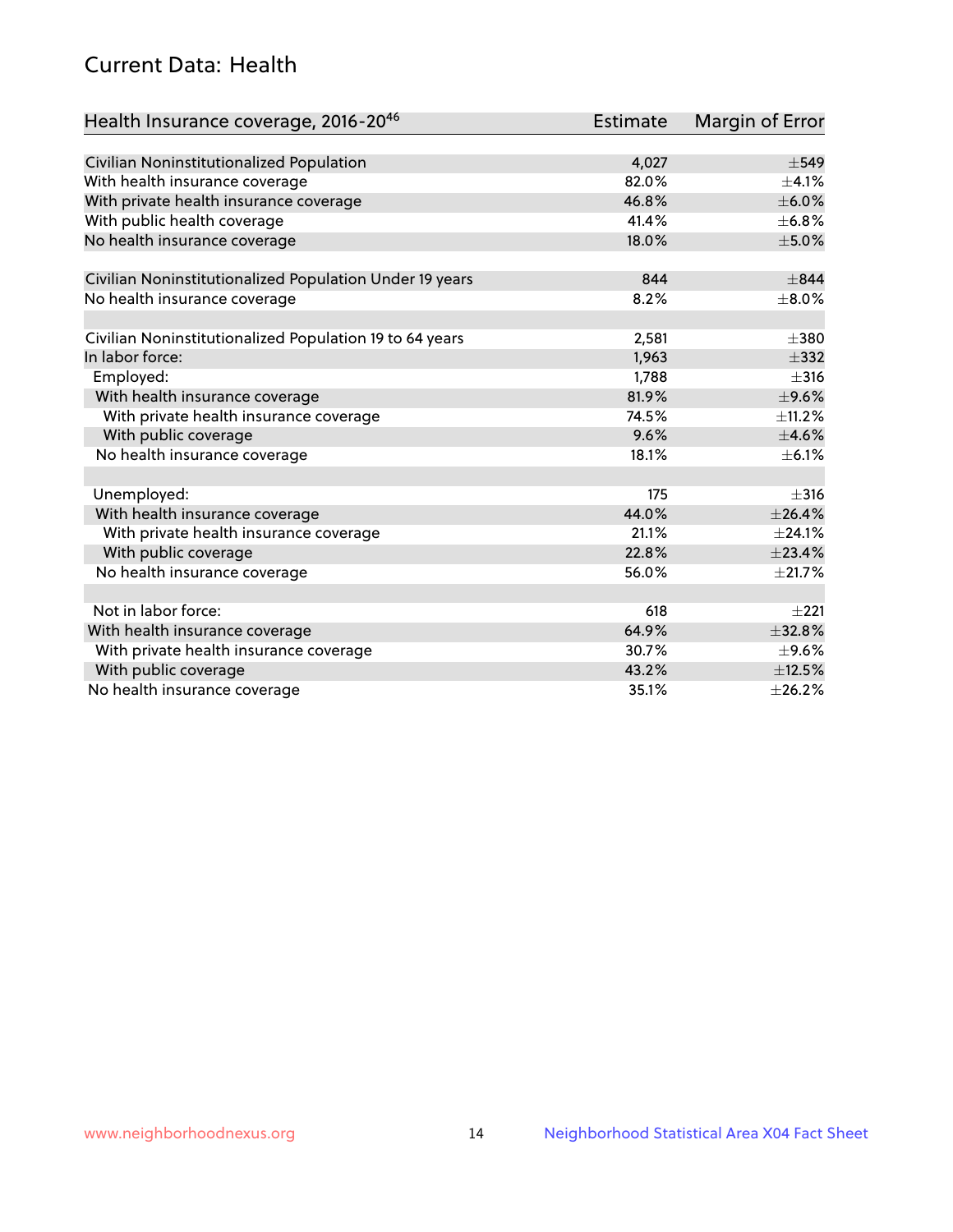## Current Data: Health

| Health Insurance coverage, 2016-20[46] | Estimate | Margin of Error |
|---|---|---|
| Civilian Noninstitutionalized Population | 4,027 | ±549 |
| With health insurance coverage | 82.0% | ±4.1% |
| With private health insurance coverage | 46.8% | ±6.0% |
| With public health coverage | 41.4% | ±6.8% |
| No health insurance coverage | 18.0% | ±5.0% |
| | | |
| Civilian Noninstitutionalized Population Under 19 years | 844 | ±844 |
| No health insurance coverage | 8.2% | ±8.0% |
| | | |
| Civilian Noninstitutionalized Population 19 to 64 years | 2,581 | ±380 |
| In labor force: | 1,963 | ±332 |
| Employed: | 1,788 | ±316 |
| With health insurance coverage | 81.9% | ±9.6% |
| With private health insurance coverage | 74.5% | ±11.2% |
| With public coverage | 9.6% | ±4.6% |
| No health insurance coverage | 18.1% | ±6.1% |
| | | |
| Unemployed: | 175 | ±316 |
| With health insurance coverage | 44.0% | ±26.4% |
| With private health insurance coverage | 21.1% | ±24.1% |
| With public coverage | 22.8% | ±23.4% |
| No health insurance coverage | 56.0% | ±21.7% |
| | | |
| Not in labor force: | 618 | ±221 |
| With health insurance coverage | 64.9% | ±32.8% |
| With private health insurance coverage | 30.7% | ±9.6% |
| With public coverage | 43.2% | ±12.5% |
| No health insurance coverage | 35.1% | ±26.2% |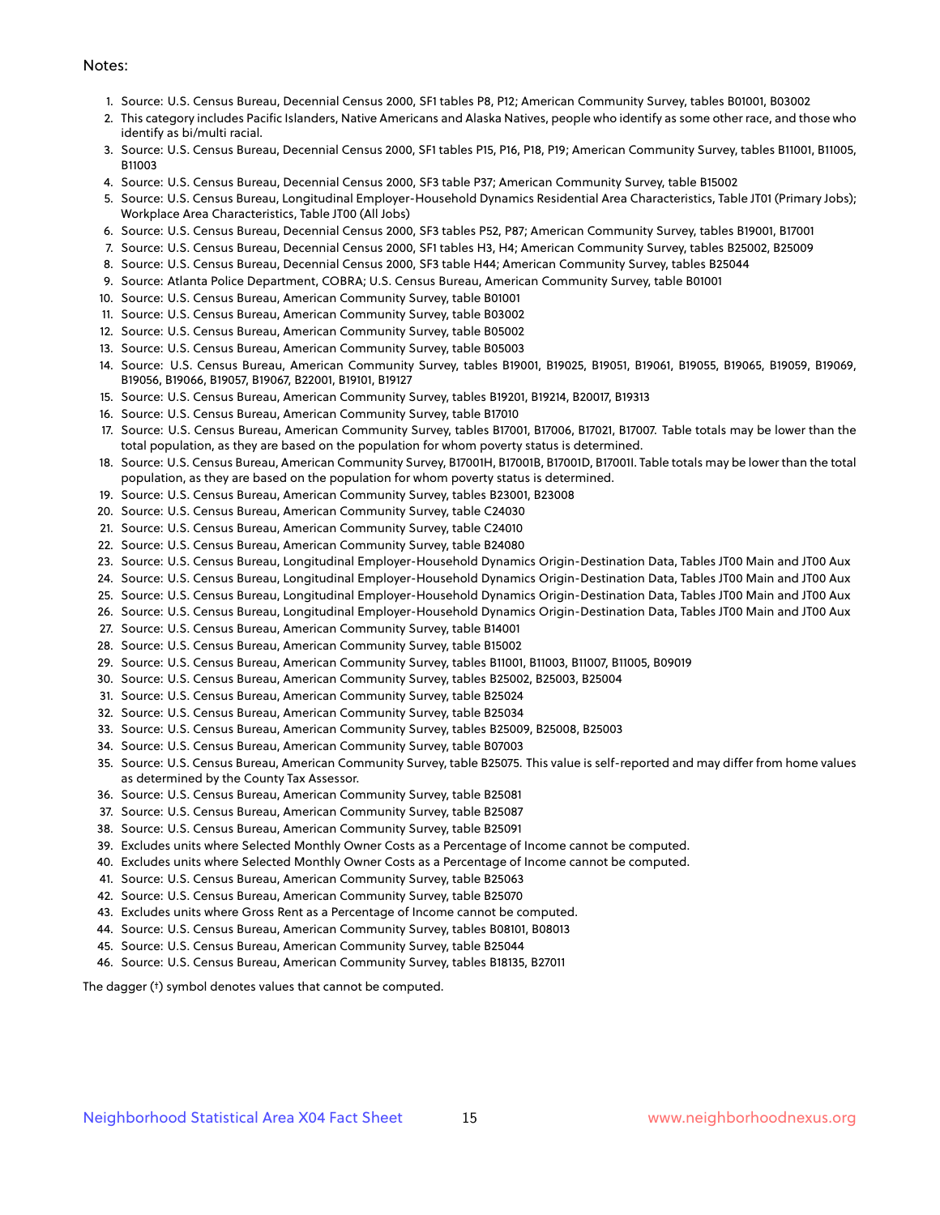Notes:

1. Source: U.S. Census Bureau, Decennial Census 2000, SF1 tables P8, P12; American Community Survey, tables B01001, B03002
2. This category includes Pacific Islanders, Native Americans and Alaska Natives, people who identify as some other race, and those who identify as bi/multi racial.
3. Source: U.S. Census Bureau, Decennial Census 2000, SF1 tables P15, P16, P18, P19; American Community Survey, tables B11001, B11005, B11003
4. Source: U.S. Census Bureau, Decennial Census 2000, SF3 table P37; American Community Survey, table B15002
5. Source: U.S. Census Bureau, Longitudinal Employer-Household Dynamics Residential Area Characteristics, Table JT01 (Primary Jobs); Workplace Area Characteristics, Table JT00 (All Jobs)
6. Source: U.S. Census Bureau, Decennial Census 2000, SF3 tables P52, P87; American Community Survey, tables B19001, B17001
7. Source: U.S. Census Bureau, Decennial Census 2000, SF1 tables H3, H4; American Community Survey, tables B25002, B25009
8. Source: U.S. Census Bureau, Decennial Census 2000, SF3 table H44; American Community Survey, tables B25044
9. Source: Atlanta Police Department, COBRA; U.S. Census Bureau, American Community Survey, table B01001
10. Source: U.S. Census Bureau, American Community Survey, table B01001
11. Source: U.S. Census Bureau, American Community Survey, table B03002
12. Source: U.S. Census Bureau, American Community Survey, table B05002
13. Source: U.S. Census Bureau, American Community Survey, table B05003
14. Source: U.S. Census Bureau, American Community Survey, tables B19001, B19025, B19051, B19061, B19055, B19065, B19059, B19069, B19056, B19066, B19057, B19067, B22001, B19101, B19127
15. Source: U.S. Census Bureau, American Community Survey, tables B19201, B19214, B20017, B19313
16. Source: U.S. Census Bureau, American Community Survey, table B17010
17. Source: U.S. Census Bureau, American Community Survey, tables B17001, B17006, B17021, B17007. Table totals may be lower than the total population, as they are based on the population for whom poverty status is determined.
18. Source: U.S. Census Bureau, American Community Survey, B17001H, B17001B, B17001D, B17001I. Table totals may be lower than the total population, as they are based on the population for whom poverty status is determined.
19. Source: U.S. Census Bureau, American Community Survey, tables B23001, B23008
20. Source: U.S. Census Bureau, American Community Survey, table C24030
21. Source: U.S. Census Bureau, American Community Survey, table C24010
22. Source: U.S. Census Bureau, American Community Survey, table B24080
23. Source: U.S. Census Bureau, Longitudinal Employer-Household Dynamics Origin-Destination Data, Tables JT00 Main and JT00 Aux
24. Source: U.S. Census Bureau, Longitudinal Employer-Household Dynamics Origin-Destination Data, Tables JT00 Main and JT00 Aux
25. Source: U.S. Census Bureau, Longitudinal Employer-Household Dynamics Origin-Destination Data, Tables JT00 Main and JT00 Aux
26. Source: U.S. Census Bureau, Longitudinal Employer-Household Dynamics Origin-Destination Data, Tables JT00 Main and JT00 Aux
27. Source: U.S. Census Bureau, American Community Survey, table B14001
28. Source: U.S. Census Bureau, American Community Survey, table B15002
29. Source: U.S. Census Bureau, American Community Survey, tables B11001, B11003, B11007, B11005, B09019
30. Source: U.S. Census Bureau, American Community Survey, tables B25002, B25003, B25004
31. Source: U.S. Census Bureau, American Community Survey, table B25024
32. Source: U.S. Census Bureau, American Community Survey, table B25034
33. Source: U.S. Census Bureau, American Community Survey, tables B25009, B25008, B25003
34. Source: U.S. Census Bureau, American Community Survey, table B07003
35. Source: U.S. Census Bureau, American Community Survey, table B25075. This value is self-reported and may differ from home values as determined by the County Tax Assessor.
36. Source: U.S. Census Bureau, American Community Survey, table B25081
37. Source: U.S. Census Bureau, American Community Survey, table B25087
38. Source: U.S. Census Bureau, American Community Survey, table B25091
39. Excludes units where Selected Monthly Owner Costs as a Percentage of Income cannot be computed.
40. Excludes units where Selected Monthly Owner Costs as a Percentage of Income cannot be computed.
41. Source: U.S. Census Bureau, American Community Survey, table B25063
42. Source: U.S. Census Bureau, American Community Survey, table B25070
43. Excludes units where Gross Rent as a Percentage of Income cannot be computed.
44. Source: U.S. Census Bureau, American Community Survey, tables B08101, B08013
45. Source: U.S. Census Bureau, American Community Survey, table B25044
46. Source: U.S. Census Bureau, American Community Survey, tables B18135, B27011

The dagger (†) symbol denotes values that cannot be computed.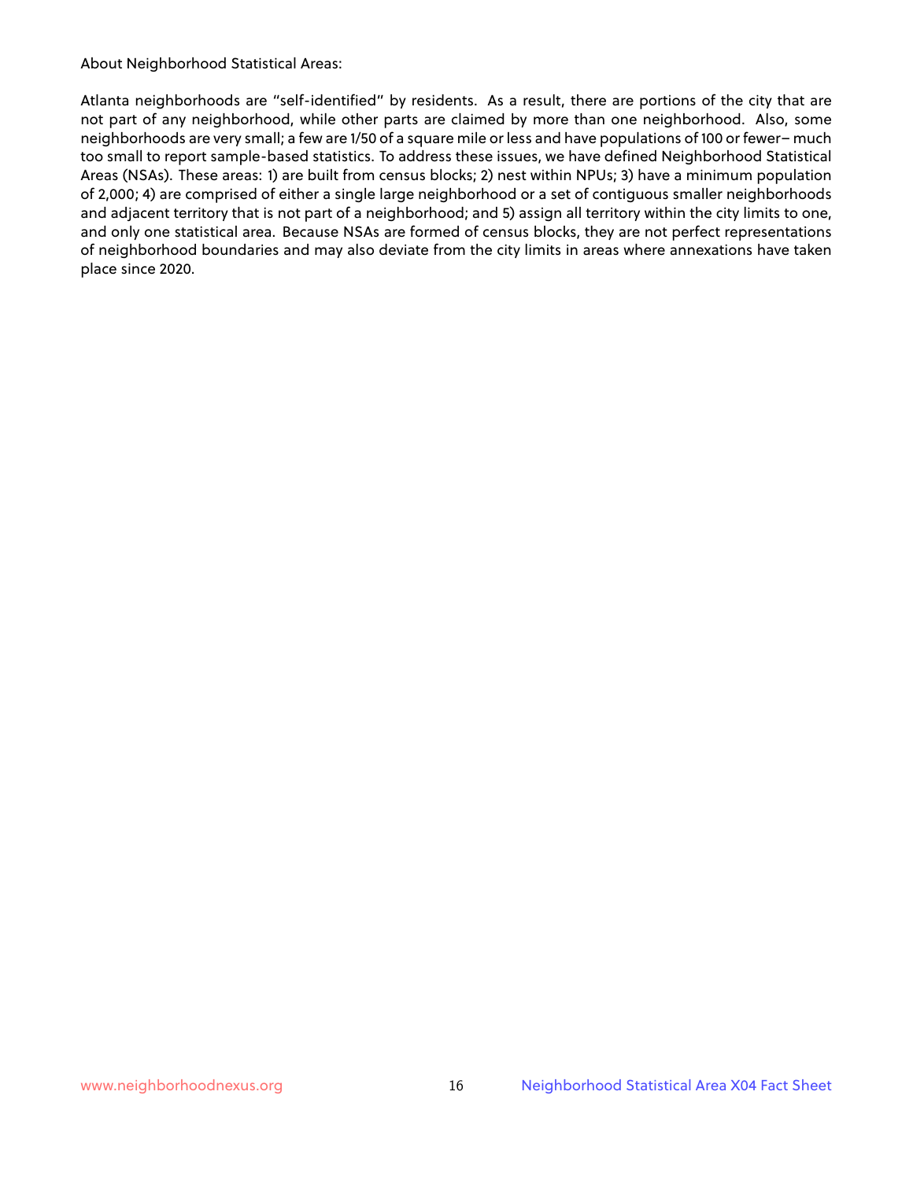About Neighborhood Statistical Areas:

Atlanta neighborhoods are "self-identified" by residents. As a result, there are portions of the city that are not part of any neighborhood, while other parts are claimed by more than one neighborhood. Also, some neighborhoods are very small; a few are 1/50 of a square mile or less and have populations of 100 or fewer– much too small to report sample-based statistics. To address these issues, we have defined Neighborhood Statistical Areas (NSAs). These areas: 1) are built from census blocks; 2) nest within NPUs; 3) have a minimum population of 2,000; 4) are comprised of either a single large neighborhood or a set of contiguous smaller neighborhoods and adjacent territory that is not part of a neighborhood; and 5) assign all territory within the city limits to one, and only one statistical area. Because NSAs are formed of census blocks, they are not perfect representations of neighborhood boundaries and may also deviate from the city limits in areas where annexations have taken place since 2020.